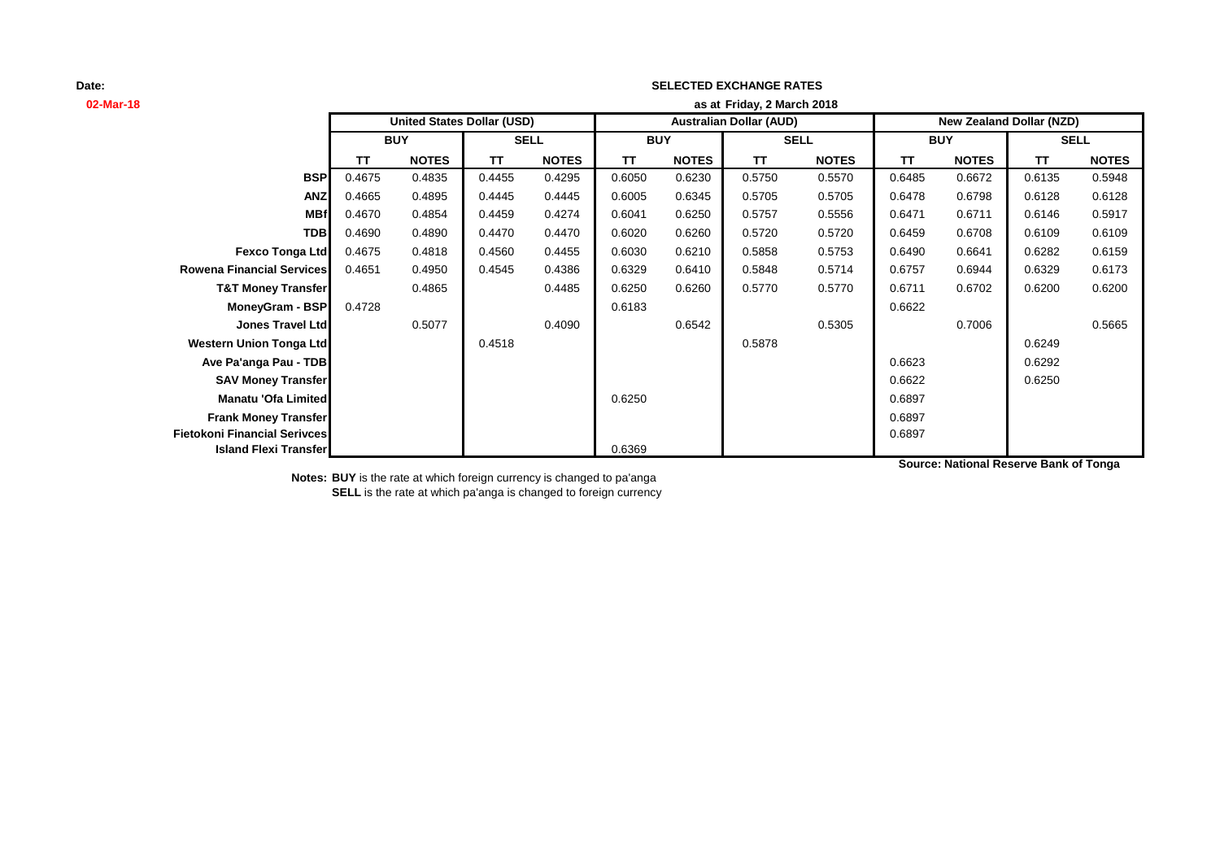**Date:**
**02-Mar-18**

**SELECTED EXCHANGE RATES**
**as at Friday, 2 March 2018**

| | United States Dollar (USD) | | | | Australian Dollar (AUD) | | | | New Zealand Dollar (NZD) | | | |
|---|---|---|---|---|---|---|---|---|---|---|---|---|
| | BUY | | SELL | | BUY | | SELL | | BUY | | SELL | |
| | TT | NOTES | TT | NOTES | TT | NOTES | TT | NOTES | TT | NOTES | TT | NOTES |
| **BSP** | 0.4675 | 0.4835 | 0.4455 | 0.4295 | 0.6050 | 0.6230 | 0.5750 | 0.5570 | 0.6485 | 0.6672 | 0.6135 | 0.5948 |
| **ANZ** | 0.4665 | 0.4895 | 0.4445 | 0.4445 | 0.6005 | 0.6345 | 0.5705 | 0.5705 | 0.6478 | 0.6798 | 0.6128 | 0.6128 |
| **MBf** | 0.4670 | 0.4854 | 0.4459 | 0.4274 | 0.6041 | 0.6250 | 0.5757 | 0.5556 | 0.6471 | 0.6711 | 0.6146 | 0.5917 |
| **TDB** | 0.4690 | 0.4890 | 0.4470 | 0.4470 | 0.6020 | 0.6260 | 0.5720 | 0.5720 | 0.6459 | 0.6708 | 0.6109 | 0.6109 |
| **Fexco Tonga Ltd** | 0.4675 | 0.4818 | 0.4560 | 0.4455 | 0.6030 | 0.6210 | 0.5858 | 0.5753 | 0.6490 | 0.6641 | 0.6282 | 0.6159 |
| **Rowena Financial Services** | 0.4651 | 0.4950 | 0.4545 | 0.4386 | 0.6329 | 0.6410 | 0.5848 | 0.5714 | 0.6757 | 0.6944 | 0.6329 | 0.6173 |
| **T&T Money Transfer** | | 0.4865 | | 0.4485 | 0.6250 | 0.6260 | 0.5770 | 0.5770 | 0.6711 | 0.6702 | 0.6200 | 0.6200 |
| **MoneyGram - BSP** | 0.4728 | | | | 0.6183 | | | | 0.6622 | | | |
| **Jones Travel Ltd** | | 0.5077 | | 0.4090 | | 0.6542 | | 0.5305 | | 0.7006 | | 0.5665 |
| **Western Union Tonga Ltd** | | | 0.4518 | | | | 0.5878 | | | | 0.6249 | |
| **Ave Pa'anga Pau - TDB** | | | | | | | | | 0.6623 | | 0.6292 | |
| **SAV Money Transfer** | | | | | | | | | 0.6622 | | 0.6250 | |
| **Manatu 'Ofa Limited** | | | | | 0.6250 | | | | 0.6897 | | | |
| **Frank Money Transfer** | | | | | | | | | 0.6897 | | | |
| **Fietokoni Financial Serivces** | | | | | | | | | 0.6897 | | | |
| **Island Flexi Transfer** | | | | | 0.6369 | | | | | | | |

**Source: National Reserve Bank of Tonga**

**Notes: BUY** is the rate at which foreign currency is changed to pa'anga
**SELL** is the rate at which pa'anga is changed to foreign currency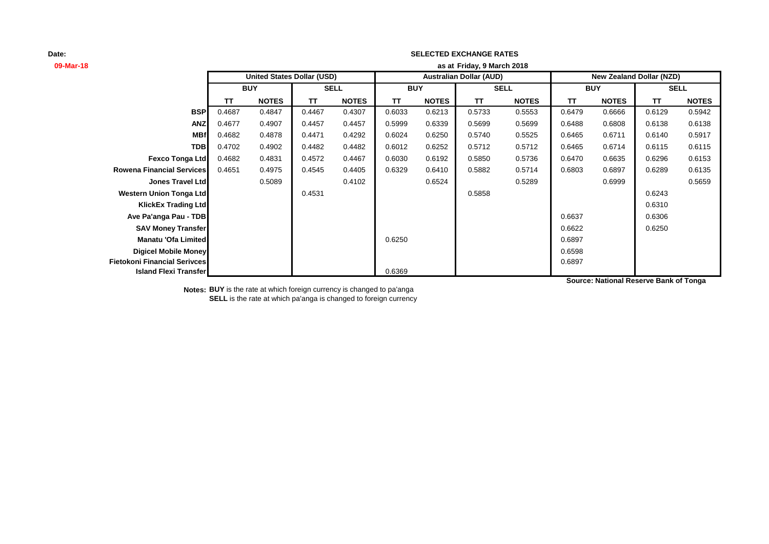**Date:**

**09-Mar-18**

**SELECTED EXCHANGE RATES**

**as at Friday, 9 March 2018**

| | United States Dollar (USD) | | | | Australian Dollar (AUD) | | | | New Zealand Dollar (NZD) | | | |
|---|---|---|---|---|---|---|---|---|---|---|---|---|
| | BUY | | SELL | | BUY | | SELL | | BUY | | SELL | |
| | TT | NOTES | TT | NOTES | TT | NOTES | TT | NOTES | TT | NOTES | TT | NOTES |
| **BSP** | 0.4687 | 0.4847 | 0.4467 | 0.4307 | 0.6033 | 0.6213 | 0.5733 | 0.5553 | 0.6479 | 0.6666 | 0.6129 | 0.5942 |
| **ANZ** | 0.4677 | 0.4907 | 0.4457 | 0.4457 | 0.5999 | 0.6339 | 0.5699 | 0.5699 | 0.6488 | 0.6808 | 0.6138 | 0.6138 |
| **MBf** | 0.4682 | 0.4878 | 0.4471 | 0.4292 | 0.6024 | 0.6250 | 0.5740 | 0.5525 | 0.6465 | 0.6711 | 0.6140 | 0.5917 |
| **TDB** | 0.4702 | 0.4902 | 0.4482 | 0.4482 | 0.6012 | 0.6252 | 0.5712 | 0.5712 | 0.6465 | 0.6714 | 0.6115 | 0.6115 |
| **Fexco Tonga Ltd** | 0.4682 | 0.4831 | 0.4572 | 0.4467 | 0.6030 | 0.6192 | 0.5850 | 0.5736 | 0.6470 | 0.6635 | 0.6296 | 0.6153 |
| **Rowena Financial Services** | 0.4651 | 0.4975 | 0.4545 | 0.4405 | 0.6329 | 0.6410 | 0.5882 | 0.5714 | 0.6803 | 0.6897 | 0.6289 | 0.6135 |
| **Jones Travel Ltd** | | 0.5089 | | 0.4102 | | 0.6524 | | 0.5289 | | 0.6999 | | 0.5659 |
| **Western Union Tonga Ltd** | | | 0.4531 | | | | 0.5858 | | | | 0.6243 | |
| **KlickEx Trading Ltd** | | | | | | | | | | | 0.6310 | |
| **Ave Pa'anga Pau - TDB** | | | | | | | | | 0.6637 | | 0.6306 | |
| **SAV Money Transfer** | | | | | | | | | 0.6622 | | 0.6250 | |
| **Manatu 'Ofa Limited** | | | | | 0.6250 | | | | 0.6897 | | | |
| **Digicel Mobile Money** | | | | | | | | | 0.6598 | | | |
| **Fietokoni Financial Serivces** | | | | | | | | | 0.6897 | | | |
| **Island Flexi Transfer** | | | | | 0.6369 | | | | | | | |

**Source: National Reserve Bank of Tonga**

**Notes:** **BUY** is the rate at which foreign currency is changed to pa'anga
**SELL** is the rate at which pa'anga is changed to foreign currency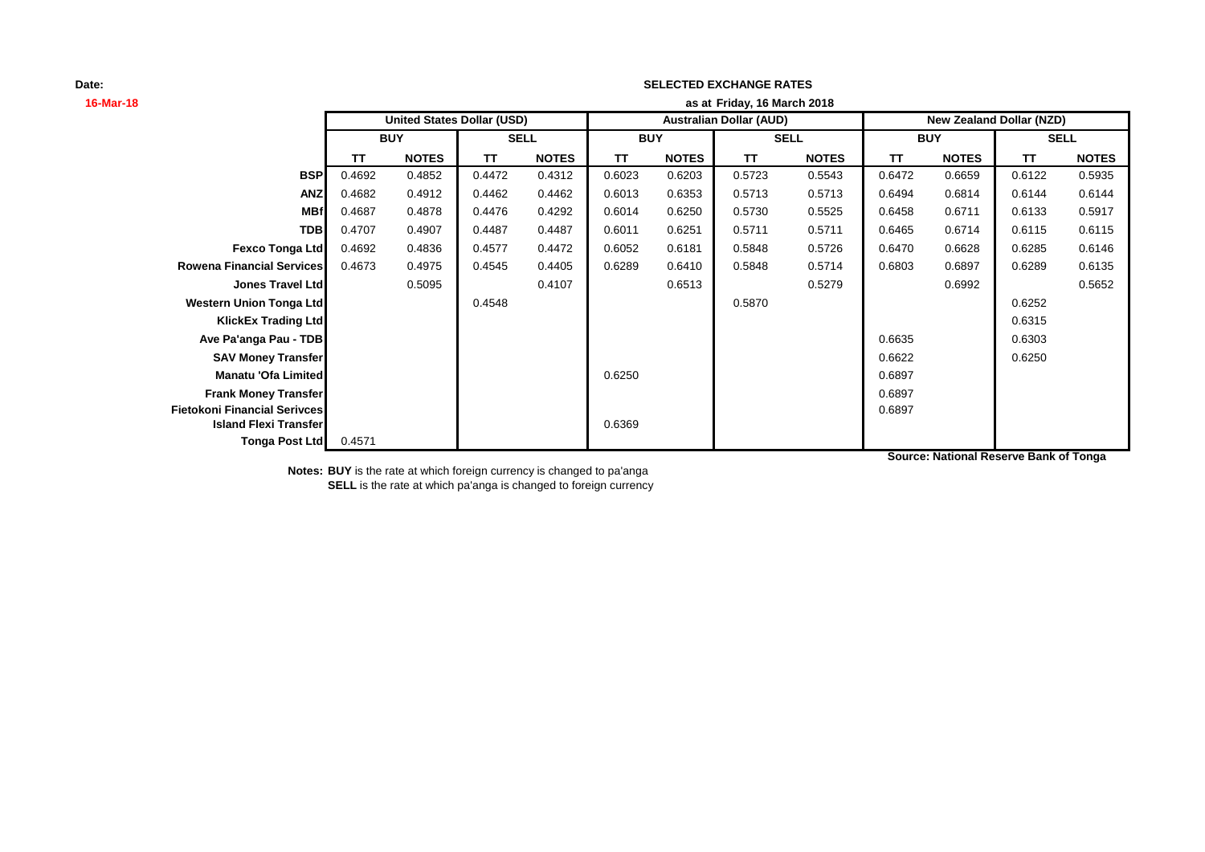**Date:**
**16-Mar-18**

## SELECTED EXCHANGE RATES

**as at Friday, 16 March 2018**

| | United States Dollar (USD) | | | | Australian Dollar (AUD) | | | | New Zealand Dollar (NZD) | | | |
|---|---|---|---|---|---|---|---|---|---|---|---|---|
| | BUY | | SELL | | BUY | | SELL | | BUY | | SELL | |
| | TT | NOTES | TT | NOTES | TT | NOTES | TT | NOTES | TT | NOTES | TT | NOTES |
| **BSP** | 0.4692 | 0.4852 | 0.4472 | 0.4312 | 0.6023 | 0.6203 | 0.5723 | 0.5543 | 0.6472 | 0.6659 | 0.6122 | 0.5935 |
| **ANZ** | 0.4682 | 0.4912 | 0.4462 | 0.4462 | 0.6013 | 0.6353 | 0.5713 | 0.5713 | 0.6494 | 0.6814 | 0.6144 | 0.6144 |
| **MBf** | 0.4687 | 0.4878 | 0.4476 | 0.4292 | 0.6014 | 0.6250 | 0.5730 | 0.5525 | 0.6458 | 0.6711 | 0.6133 | 0.5917 |
| **TDB** | 0.4707 | 0.4907 | 0.4487 | 0.4487 | 0.6011 | 0.6251 | 0.5711 | 0.5711 | 0.6465 | 0.6714 | 0.6115 | 0.6115 |
| **Fexco Tonga Ltd** | 0.4692 | 0.4836 | 0.4577 | 0.4472 | 0.6052 | 0.6181 | 0.5848 | 0.5726 | 0.6470 | 0.6628 | 0.6285 | 0.6146 |
| **Rowena Financial Services** | 0.4673 | 0.4975 | 0.4545 | 0.4405 | 0.6289 | 0.6410 | 0.5848 | 0.5714 | 0.6803 | 0.6897 | 0.6289 | 0.6135 |
| **Jones Travel Ltd** | | 0.5095 | | 0.4107 | | 0.6513 | | 0.5279 | | 0.6992 | | 0.5652 |
| **Western Union Tonga Ltd** | | | 0.4548 | | | | 0.5870 | | | | 0.6252 | |
| **KlickEx Trading Ltd** | | | | | | | | | | | 0.6315 | |
| **Ave Pa'anga Pau - TDB** | | | | | | | | | 0.6635 | | 0.6303 | |
| **SAV Money Transfer** | | | | | | | | | 0.6622 | | 0.6250 | |
| **Manatu 'Ofa Limited** | | | | | 0.6250 | | | | 0.6897 | | | |
| **Frank Money Transfer** | | | | | | | | | 0.6897 | | | |
| **Fietokoni Financial Serivces** | | | | | | | | | 0.6897 | | | |
| **Island Flexi Transfer** | | | | | 0.6369 | | | | | | | |
| **Tonga Post Ltd** | 0.4571 | | | | | | | | | | | |

**Source: National Reserve Bank of Tonga**

**Notes: BUY** is the rate at which foreign currency is changed to pa'anga
**SELL** is the rate at which pa'anga is changed to foreign currency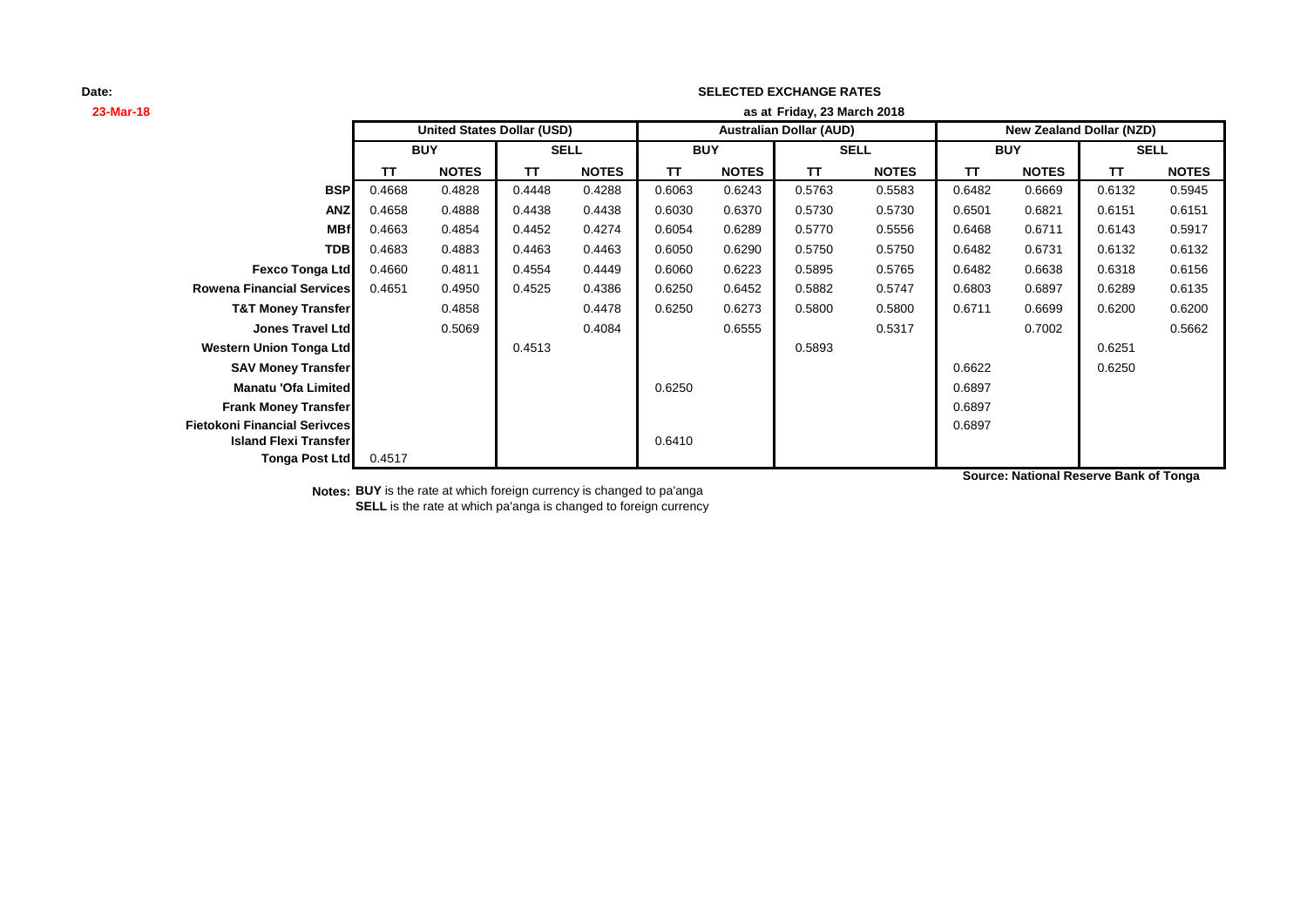**Date:**
**23-Mar-18**

**SELECTED EXCHANGE RATES**

**as at Friday, 23 March 2018**

| | United States Dollar (USD) | | | | Australian Dollar (AUD) | | | | New Zealand Dollar (NZD) | | | |
|---|---|---|---|---|---|---|---|---|---|---|---|---|
| | BUY | | SELL | | BUY | | SELL | | BUY | | SELL | |
| | TT | NOTES | TT | NOTES | TT | NOTES | TT | NOTES | TT | NOTES | TT | NOTES |
| **BSP** | 0.4668 | 0.4828 | 0.4448 | 0.4288 | 0.6063 | 0.6243 | 0.5763 | 0.5583 | 0.6482 | 0.6669 | 0.6132 | 0.5945 |
| **ANZ** | 0.4658 | 0.4888 | 0.4438 | 0.4438 | 0.6030 | 0.6370 | 0.5730 | 0.5730 | 0.6501 | 0.6821 | 0.6151 | 0.6151 |
| **MBf** | 0.4663 | 0.4854 | 0.4452 | 0.4274 | 0.6054 | 0.6289 | 0.5770 | 0.5556 | 0.6468 | 0.6711 | 0.6143 | 0.5917 |
| **TDB** | 0.4683 | 0.4883 | 0.4463 | 0.4463 | 0.6050 | 0.6290 | 0.5750 | 0.5750 | 0.6482 | 0.6731 | 0.6132 | 0.6132 |
| **Fexco Tonga Ltd** | 0.4660 | 0.4811 | 0.4554 | 0.4449 | 0.6060 | 0.6223 | 0.5895 | 0.5765 | 0.6482 | 0.6638 | 0.6318 | 0.6156 |
| **Rowena Financial Services** | 0.4651 | 0.4950 | 0.4525 | 0.4386 | 0.6250 | 0.6452 | 0.5882 | 0.5747 | 0.6803 | 0.6897 | 0.6289 | 0.6135 |
| **T&T Money Transfer** | | 0.4858 | | 0.4478 | 0.6250 | 0.6273 | 0.5800 | 0.5800 | 0.6711 | 0.6699 | 0.6200 | 0.6200 |
| **Jones Travel Ltd** | | 0.5069 | | 0.4084 | | 0.6555 | | 0.5317 | | 0.7002 | | 0.5662 |
| **Western Union Tonga Ltd** | | | 0.4513 | | | | 0.5893 | | | | 0.6251 | |
| **SAV Money Transfer** | | | | | | | | | 0.6622 | | 0.6250 | |
| **Manatu 'Ofa Limited** | | | | | 0.6250 | | | | 0.6897 | | | |
| **Frank Money Transfer** | | | | | | | | | 0.6897 | | | |
| **Fietokoni Financial Serivces** | | | | | | | | | 0.6897 | | | |
| **Island Flexi Transfer** | | | | | 0.6410 | | | | | | | |
| **Tonga Post Ltd** | 0.4517 | | | | | | | | | | | |

**Source: National Reserve Bank of Tonga**

**Notes:** **BUY** is the rate at which foreign currency is changed to pa'anga
**SELL** is the rate at which pa'anga is changed to foreign currency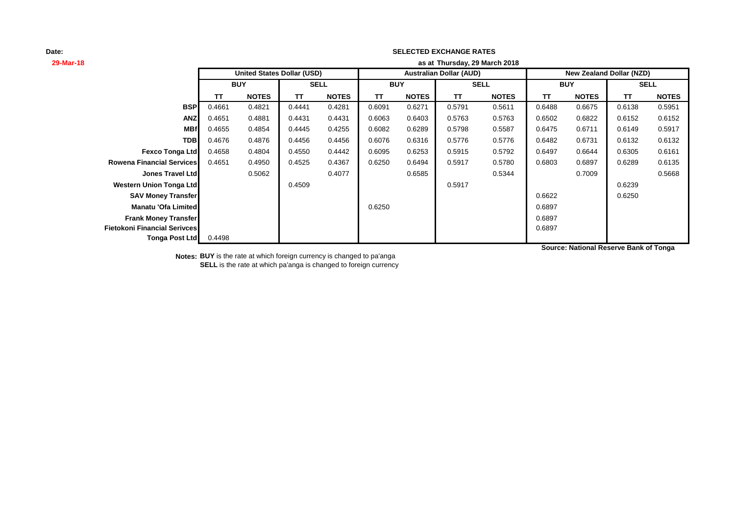**Date:**
**29-Mar-18**

**SELECTED EXCHANGE RATES**

**as at Thursday, 29 March 2018**

| | United States Dollar (USD) | | | | Australian Dollar (AUD) | | | | New Zealand Dollar (NZD) | | | |
|---|---|---|---|---|---|---|---|---|---|---|---|---|
| | BUY | | SELL | | BUY | | SELL | | BUY | | SELL | |
| | TT | NOTES | TT | NOTES | TT | NOTES | TT | NOTES | TT | NOTES | TT | NOTES |
| **BSP** | 0.4661 | 0.4821 | 0.4441 | 0.4281 | 0.6091 | 0.6271 | 0.5791 | 0.5611 | 0.6488 | 0.6675 | 0.6138 | 0.5951 |
| **ANZ** | 0.4651 | 0.4881 | 0.4431 | 0.4431 | 0.6063 | 0.6403 | 0.5763 | 0.5763 | 0.6502 | 0.6822 | 0.6152 | 0.6152 |
| **MBf** | 0.4655 | 0.4854 | 0.4445 | 0.4255 | 0.6082 | 0.6289 | 0.5798 | 0.5587 | 0.6475 | 0.6711 | 0.6149 | 0.5917 |
| **TDB** | 0.4676 | 0.4876 | 0.4456 | 0.4456 | 0.6076 | 0.6316 | 0.5776 | 0.5776 | 0.6482 | 0.6731 | 0.6132 | 0.6132 |
| **Fexco Tonga Ltd** | 0.4658 | 0.4804 | 0.4550 | 0.4442 | 0.6095 | 0.6253 | 0.5915 | 0.5792 | 0.6497 | 0.6644 | 0.6305 | 0.6161 |
| **Rowena Financial Services** | 0.4651 | 0.4950 | 0.4525 | 0.4367 | 0.6250 | 0.6494 | 0.5917 | 0.5780 | 0.6803 | 0.6897 | 0.6289 | 0.6135 |
| **Jones Travel Ltd** | | 0.5062 | | 0.4077 | | 0.6585 | | 0.5344 | | 0.7009 | | 0.5668 |
| **Western Union Tonga Ltd** | | | 0.4509 | | | | 0.5917 | | | | 0.6239 | |
| **SAV Money Transfer** | | | | | | | | | 0.6622 | | 0.6250 | |
| **Manatu 'Ofa Limited** | | | | | 0.6250 | | | | 0.6897 | | | |
| **Frank Money Transfer** | | | | | | | | | 0.6897 | | | |
| **Fietokoni Financial Serivces** | | | | | | | | | 0.6897 | | | |
| **Tonga Post Ltd** | 0.4498 | | | | | | | | | | | |

**Source: National Reserve Bank of Tonga**

**Notes:** **BUY** is the rate at which foreign currency is changed to pa'anga
**SELL** is the rate at which pa'anga is changed to foreign currency